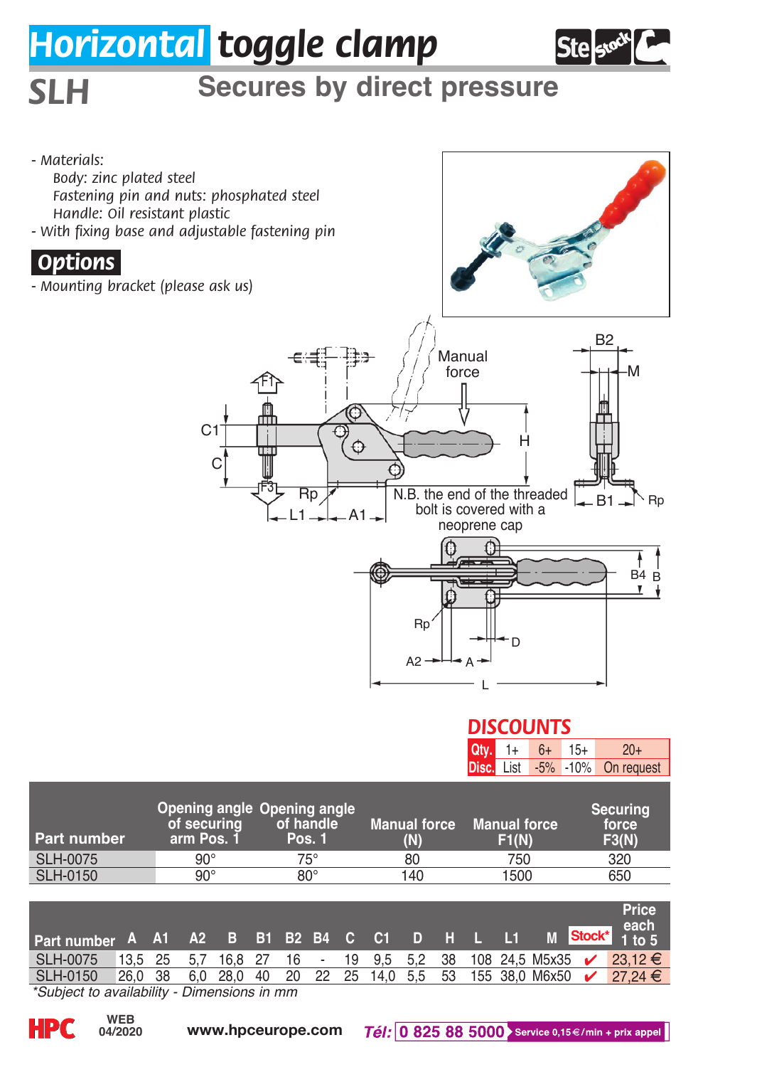# Horizontal toggle clamp

## SLH — Secures by direct pressure

- *Materials:*
  - *Body: zinc plated steel*
  - *Fastening pin and nuts: phosphated steel*
  - *Handle: Oil resistant plastic*
- *With fixing base and adjustable fastening pin*

### Options

- *Mounting bracket (please ask us)*

Manual force

N.B. the end of the threaded bolt is covered with a neoprene cap

## DISCOUNTS

| Qty. | 1+ | 6+ | 15+ | 20+ |
|---|---|---|---|---|
| Disc. | List | -5% | -10% | On request |

| Part number | Opening angle of securing arm Pos. 1 | Opening angle of handle Pos. 1 | Manual force (N) | Manual force F1(N) | Securing force F3(N) |
|---|---|---|---|---|---|
| SLH-0075 | 90° | 75° | 80 | 750 | 320 |
| SLH-0150 | 90° | 80° | 140 | 1500 | 650 |

| Part number | A | A1 | A2 | B | B1 | B2 | B4 | C | C1 | D | H | L | L1 | M | Stock* | Price each 1 to 5 |
|---|---|---|---|---|---|---|---|---|---|---|---|---|---|---|---|---|
| SLH-0075 | 13,5 | 25 | 5,7 | 16,8 | 27 | 16 | - | 19 | 9,5 | 5,2 | 38 | 108 | 24,5 | M5x35 | ✔ | 23,12 € |
| SLH-0150 | 26,0 | 38 | 6,0 | 28,0 | 40 | 20 | 22 | 25 | 14,0 | 5,5 | 53 | 155 | 38,0 | M6x50 | ✔ | 27,24 € |

*\*Subject to availability - Dimensions in mm*

WEB 04/2020 www.hpceurope.com *Tél:* 0 825 88 5000 Service 0,15 €/min + prix appel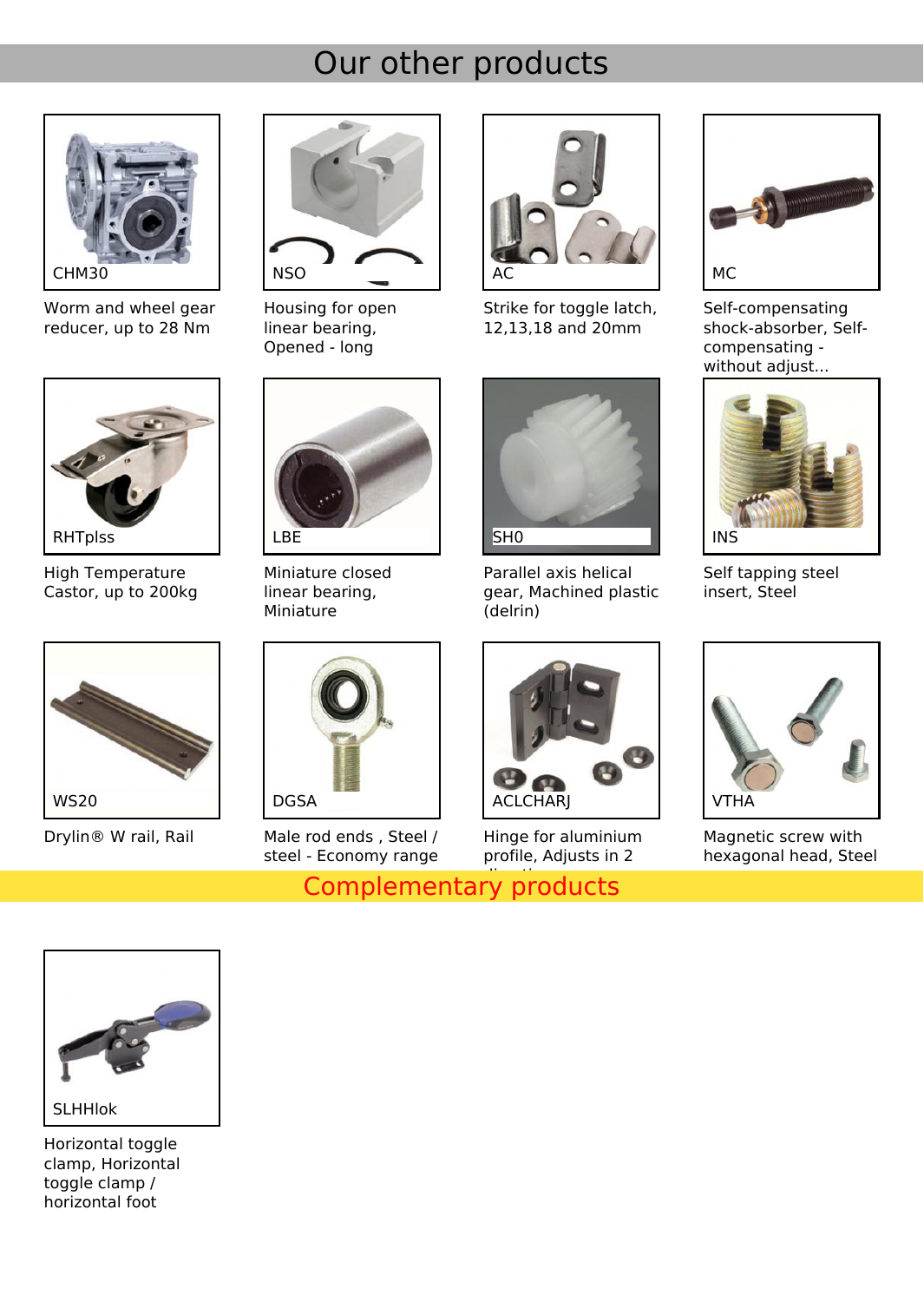# Our other products

CHM30

Worm and wheel gear reducer, up to 28 Nm

NSO

Housing for open linear bearing, Opened - long

AC

Strike for toggle latch, 12,13,18 and 20mm

MC

Self-compensating shock-absorber, Self-compensating - without adjust...

RHTplss

High Temperature Castor, up to 200kg

LBE

Miniature closed linear bearing, Miniature

SH0

Parallel axis helical gear, Machined plastic (delrin)

INS

Self tapping steel insert, Steel

WS20

Drylin® W rail, Rail

DGSA

Male rod ends , Steel / steel - Economy range

ACLCHARJ

Hinge for aluminium profile, Adjusts in 2 directions

VTHA

Magnetic screw with hexagonal head, Steel

# Complementary products

SLHHlok

Horizontal toggle clamp, Horizontal toggle clamp / horizontal foot